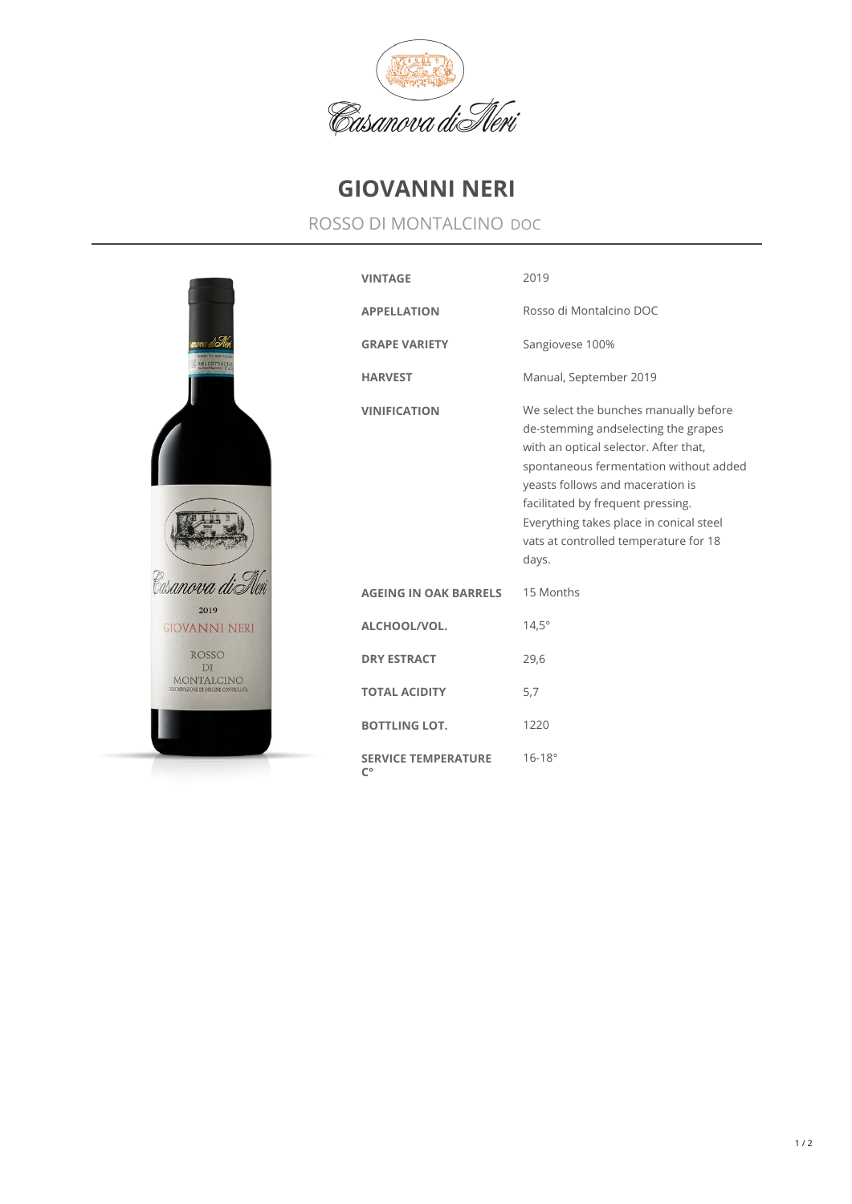Casanova di Neri

# GIOVANNI NERI

## ROSSO DI MONTALCINO DOC

| | |
|---|---|
| **VINTAGE** | 2019 |
| **APPELLATION** | Rosso di Montalcino DOC |
| **GRAPE VARIETY** | Sangiovese 100% |
| **HARVEST** | Manual, September 2019 |
| **VINIFICATION** | We select the bunches manually before de-stemming andselecting the grapes with an optical selector. After that, spontaneous fermentation without added yeasts follows and maceration is facilitated by frequent pressing. Everything takes place in conical steel vats at controlled temperature for 18 days. |
| **AGEING IN OAK BARRELS** | 15 Months |
| **ALCHOOL/VOL.** | 14,5° |
| **DRY ESTRACT** | 29,6 |
| **TOTAL ACIDITY** | 5,7 |
| **BOTTLING LOT.** | 1220 |
| **SERVICE TEMPERATURE C°** | 16-18° |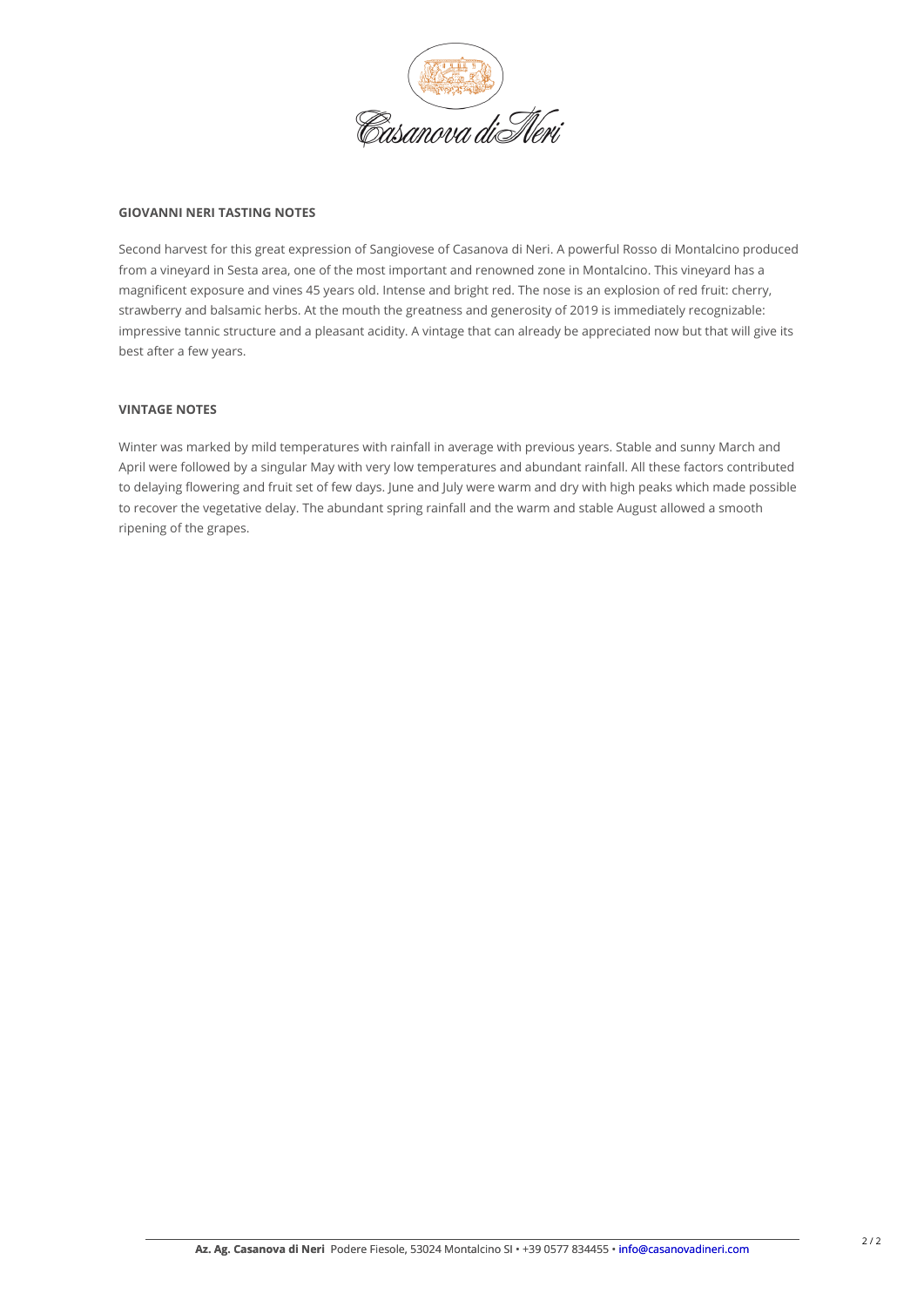## GIOVANNI NERI TASTING NOTES

Second harvest for this great expression of Sangiovese of Casanova di Neri. A powerful Rosso di Montalcino produced from a vineyard in Sesta area, one of the most important and renowned zone in Montalcino. This vineyard has a magnificent exposure and vines 45 years old. Intense and bright red. The nose is an explosion of red fruit: cherry, strawberry and balsamic herbs. At the mouth the greatness and generosity of 2019 is immediately recognizable: impressive tannic structure and a pleasant acidity. A vintage that can already be appreciated now but that will give its best after a few years.

## VINTAGE NOTES

Winter was marked by mild temperatures with rainfall in average with previous years. Stable and sunny March and April were followed by a singular May with very low temperatures and abundant rainfall. All these factors contributed to delaying flowering and fruit set of few days. June and July were warm and dry with high peaks which made possible to recover the vegetative delay. The abundant spring rainfall and the warm and stable August allowed a smooth ripening of the grapes.